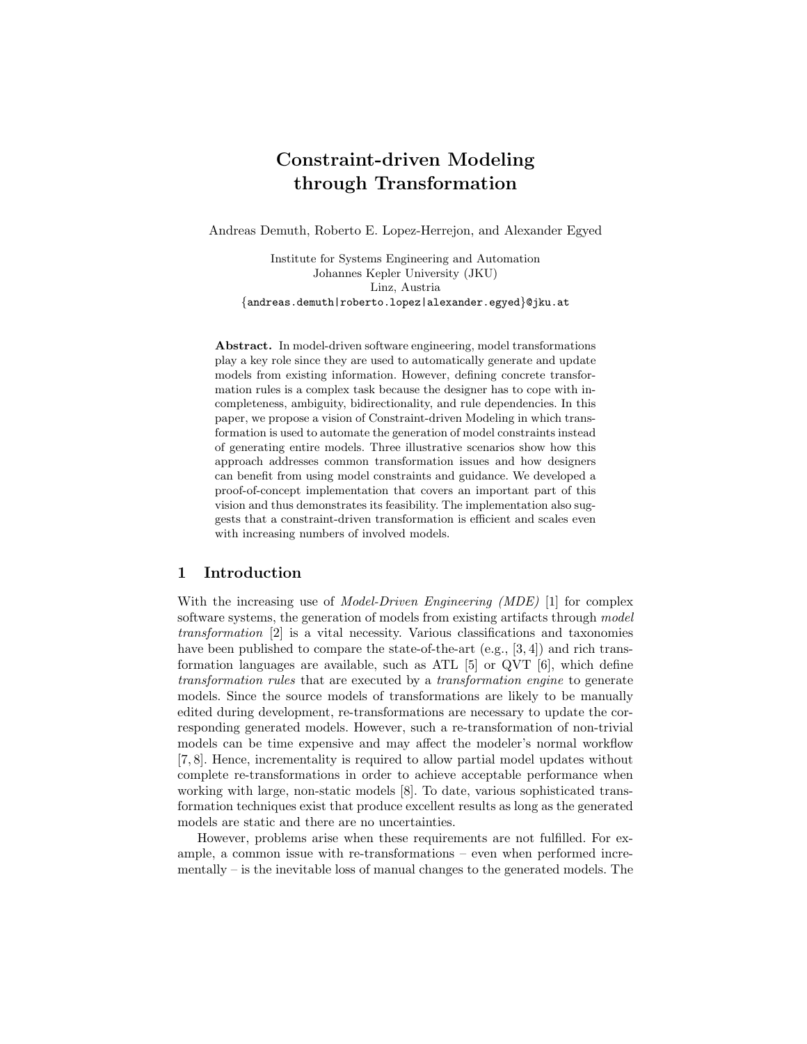# Constraint-driven Modeling through Transformation

Andreas Demuth, Roberto E. Lopez-Herrejon, and Alexander Egyed

Institute for Systems Engineering and Automation
Johannes Kepler University (JKU)
Linz, Austria
{andreas.demuth|roberto.lopez|alexander.egyed}@jku.at

**Abstract.** In model-driven software engineering, model transformations play a key role since they are used to automatically generate and update models from existing information. However, defining concrete transformation rules is a complex task because the designer has to cope with incompleteness, ambiguity, bidirectionality, and rule dependencies. In this paper, we propose a vision of Constraint-driven Modeling in which transformation is used to automate the generation of model constraints instead of generating entire models. Three illustrative scenarios show how this approach addresses common transformation issues and how designers can benefit from using model constraints and guidance. We developed a proof-of-concept implementation that covers an important part of this vision and thus demonstrates its feasibility. The implementation also suggests that a constraint-driven transformation is efficient and scales even with increasing numbers of involved models.

## 1 Introduction

With the increasing use of *Model-Driven Engineering (MDE)* [1] for complex software systems, the generation of models from existing artifacts through *model transformation* [2] is a vital necessity. Various classifications and taxonomies have been published to compare the state-of-the-art (e.g., [3, 4]) and rich transformation languages are available, such as ATL [5] or QVT [6], which define *transformation rules* that are executed by a *transformation engine* to generate models. Since the source models of transformations are likely to be manually edited during development, re-transformations are necessary to update the corresponding generated models. However, such a re-transformation of non-trivial models can be time expensive and may affect the modeler's normal workflow [7, 8]. Hence, incrementality is required to allow partial model updates without complete re-transformations in order to achieve acceptable performance when working with large, non-static models [8]. To date, various sophisticated transformation techniques exist that produce excellent results as long as the generated models are static and there are no uncertainties.

However, problems arise when these requirements are not fulfilled. For example, a common issue with re-transformations – even when performed incrementally – is the inevitable loss of manual changes to the generated models. The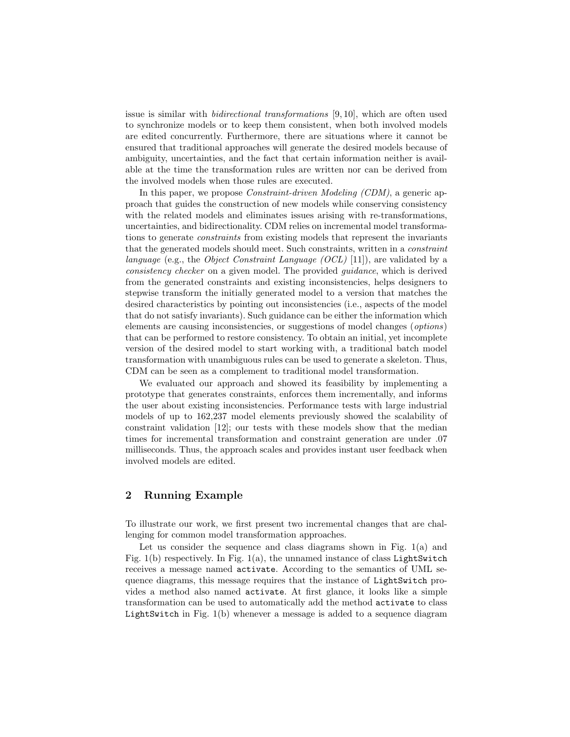issue is similar with *bidirectional transformations* [9, 10], which are often used to synchronize models or to keep them consistent, when both involved models are edited concurrently. Furthermore, there are situations where it cannot be ensured that traditional approaches will generate the desired models because of ambiguity, uncertainties, and the fact that certain information neither is available at the time the transformation rules are written nor can be derived from the involved models when those rules are executed.

In this paper, we propose *Constraint-driven Modeling (CDM)*, a generic approach that guides the construction of new models while conserving consistency with the related models and eliminates issues arising with re-transformations, uncertainties, and bidirectionality. CDM relies on incremental model transformations to generate *constraints* from existing models that represent the invariants that the generated models should meet. Such constraints, written in a *constraint language* (e.g., the *Object Constraint Language (OCL)* [11]), are validated by a *consistency checker* on a given model. The provided *guidance*, which is derived from the generated constraints and existing inconsistencies, helps designers to stepwise transform the initially generated model to a version that matches the desired characteristics by pointing out inconsistencies (i.e., aspects of the model that do not satisfy invariants). Such guidance can be either the information which elements are causing inconsistencies, or suggestions of model changes (*options*) that can be performed to restore consistency. To obtain an initial, yet incomplete version of the desired model to start working with, a traditional batch model transformation with unambiguous rules can be used to generate a skeleton. Thus, CDM can be seen as a complement to traditional model transformation.

We evaluated our approach and showed its feasibility by implementing a prototype that generates constraints, enforces them incrementally, and informs the user about existing inconsistencies. Performance tests with large industrial models of up to 162,237 model elements previously showed the scalability of constraint validation [12]; our tests with these models show that the median times for incremental transformation and constraint generation are under .07 milliseconds. Thus, the approach scales and provides instant user feedback when involved models are edited.

## 2 Running Example

To illustrate our work, we first present two incremental changes that are challenging for common model transformation approaches.

Let us consider the sequence and class diagrams shown in Fig. 1(a) and Fig. 1(b) respectively. In Fig. 1(a), the unnamed instance of class `LightSwitch` receives a message named `activate`. According to the semantics of UML sequence diagrams, this message requires that the instance of `LightSwitch` provides a method also named `activate`. At first glance, it looks like a simple transformation can be used to automatically add the method `activate` to class `LightSwitch` in Fig. 1(b) whenever a message is added to a sequence diagram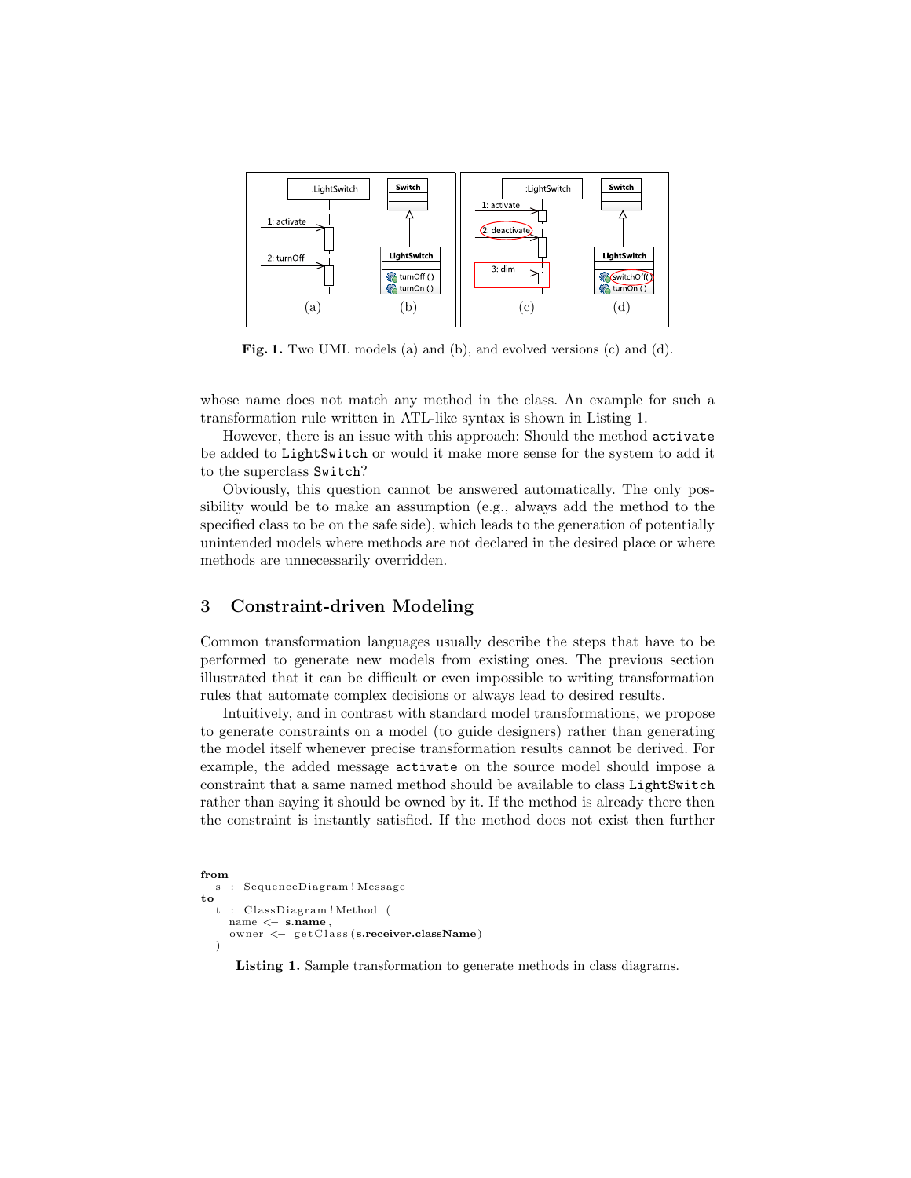**Fig. 1.** Two UML models (a) and (b), and evolved versions (c) and (d).

whose name does not match any method in the class. An example for such a transformation rule written in ATL-like syntax is shown in Listing 1.

However, there is an issue with this approach: Should the method `activate` be added to `LightSwitch` or would it make more sense for the system to add it to the superclass `Switch`?

Obviously, this question cannot be answered automatically. The only possibility would be to make an assumption (e.g., always add the method to the specified class to be on the safe side), which leads to the generation of potentially unintended models where methods are not declared in the desired place or where methods are unnecessarily overridden.

## 3 Constraint-driven Modeling

Common transformation languages usually describe the steps that have to be performed to generate new models from existing ones. The previous section illustrated that it can be difficult or even impossible to writing transformation rules that automate complex decisions or always lead to desired results.

Intuitively, and in contrast with standard model transformations, we propose to generate constraints on a model (to guide designers) rather than generating the model itself whenever precise transformation results cannot be derived. For example, the added message `activate` on the source model should impose a constraint that a same named method should be available to class `LightSwitch` rather than saying it should be owned by it. If the method is already there then the constraint is instantly satisfied. If the method does not exist then further

```
from
  s : SequenceDiagram!Message
to
  t : ClassDiagram!Method (
    name <- s.name,
    owner <- getClass(s.receiver.className)
  )
```

**Listing 1.** Sample transformation to generate methods in class diagrams.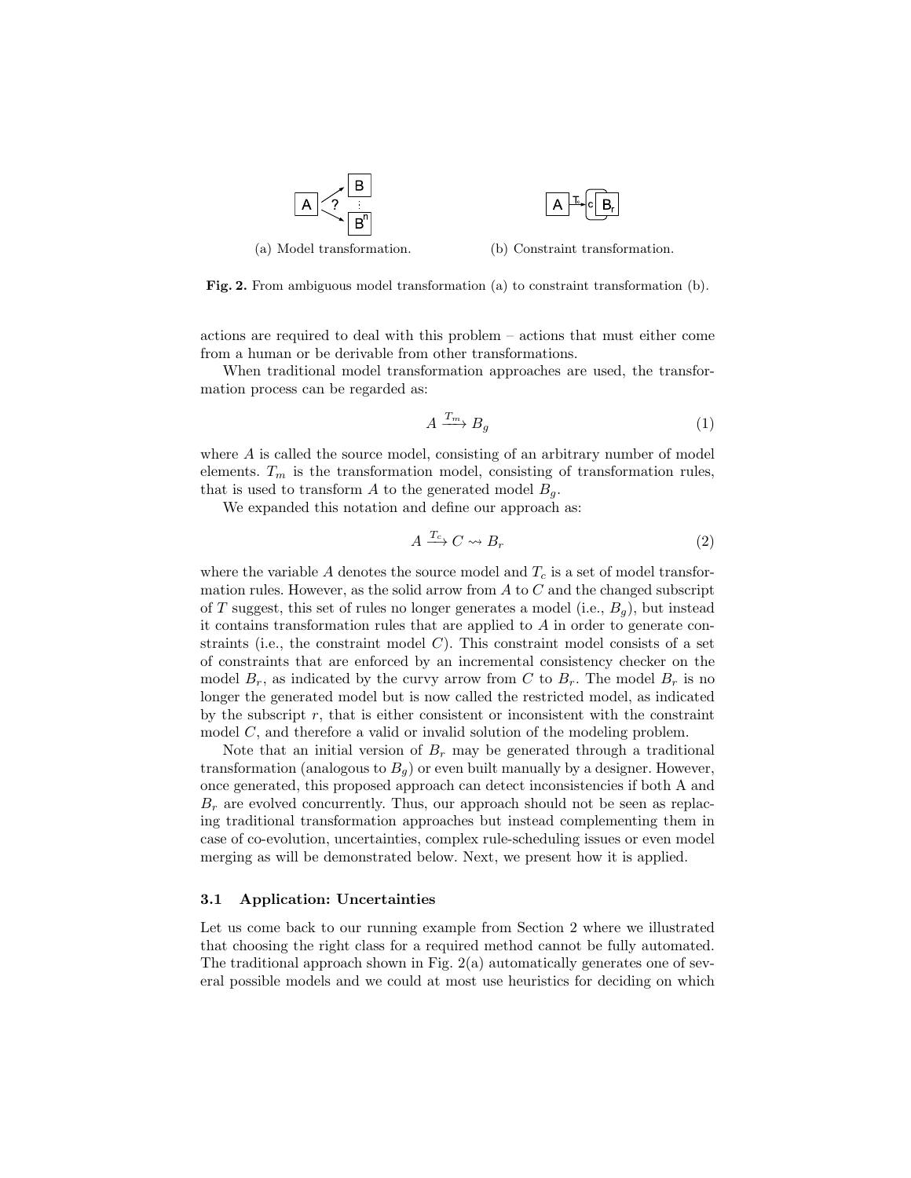(a) Model transformation. (b) Constraint transformation.

**Fig. 2.** From ambiguous model transformation (a) to constraint transformation (b).

actions are required to deal with this problem – actions that must either come from a human or be derivable from other transformations.

When traditional model transformation approaches are used, the transformation process can be regarded as:

$$A \xrightarrow{T_m} B_g \tag{1}$$

where $A$ is called the source model, consisting of an arbitrary number of model elements. $T_m$ is the transformation model, consisting of transformation rules, that is used to transform $A$ to the generated model $B_g$.

We expanded this notation and define our approach as:

$$A \xrightarrow{T_c} C \rightsquigarrow B_r \tag{2}$$

where the variable $A$ denotes the source model and $T_c$ is a set of model transformation rules. However, as the solid arrow from $A$ to $C$ and the changed subscript of $T$ suggest, this set of rules no longer generates a model (i.e., $B_g$), but instead it contains transformation rules that are applied to $A$ in order to generate constraints (i.e., the constraint model $C$). This constraint model consists of a set of constraints that are enforced by an incremental consistency checker on the model $B_r$, as indicated by the curvy arrow from $C$ to $B_r$. The model $B_r$ is no longer the generated model but is now called the restricted model, as indicated by the subscript $r$, that is either consistent or inconsistent with the constraint model $C$, and therefore a valid or invalid solution of the modeling problem.

Note that an initial version of $B_r$ may be generated through a traditional transformation (analogous to $B_g$) or even built manually by a designer. However, once generated, this proposed approach can detect inconsistencies if both A and $B_r$ are evolved concurrently. Thus, our approach should not be seen as replacing traditional transformation approaches but instead complementing them in case of co-evolution, uncertainties, complex rule-scheduling issues or even model merging as will be demonstrated below. Next, we present how it is applied.

### 3.1 Application: Uncertainties

Let us come back to our running example from Section 2 where we illustrated that choosing the right class for a required method cannot be fully automated. The traditional approach shown in Fig. 2(a) automatically generates one of several possible models and we could at most use heuristics for deciding on which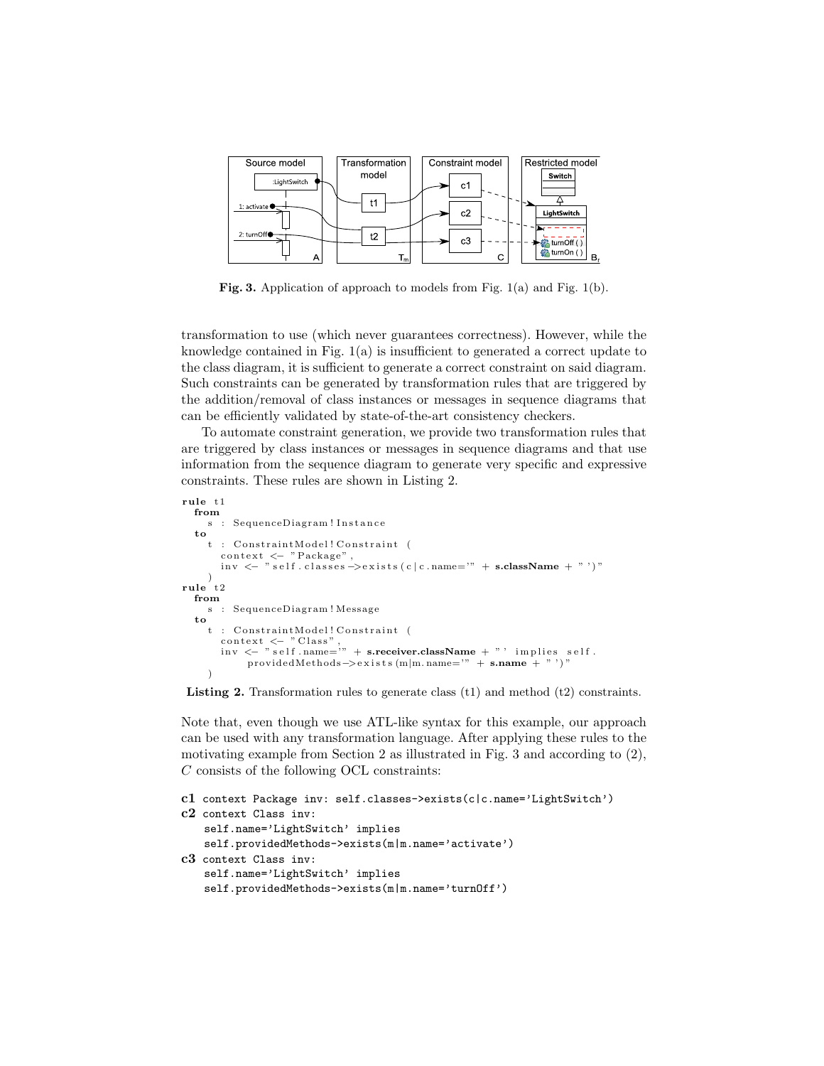Fig. 3. Application of approach to models from Fig. 1(a) and Fig. 1(b).

transformation to use (which never guarantees correctness). However, while the knowledge contained in Fig. 1(a) is insufficient to generated a correct update to the class diagram, it is sufficient to generate a correct constraint on said diagram. Such constraints can be generated by transformation rules that are triggered by the addition/removal of class instances or messages in sequence diagrams that can be efficiently validated by state-of-the-art consistency checkers.

To automate constraint generation, we provide two transformation rules that are triggered by class instances or messages in sequence diagrams and that use information from the sequence diagram to generate very specific and expressive constraints. These rules are shown in Listing 2.

```
rule t1
  from
    s : SequenceDiagram!Instance
  to
    t : ConstraintModel!Constraint (
      context <- "Package",
      inv <- "self.classes->exists(c|c.name='" + s.className + "')"
    )
rule t2
  from
    s : SequenceDiagram!Message
  to
    t : ConstraintModel!Constraint (
      context <- "Class",
      inv <- "self.name='" + s.receiver.className + "' implies self.
           providedMethods->exists(m|m.name='" + s.name + "')"
    )
```

**Listing 2.** Transformation rules to generate class (t1) and method (t2) constraints.

Note that, even though we use ATL-like syntax for this example, our approach can be used with any transformation language. After applying these rules to the motivating example from Section 2 as illustrated in Fig. 3 and according to (2), $C$ consists of the following OCL constraints:

**c1** `context Package inv: self.classes->exists(c|c.name='LightSwitch')`

**c2** `context Class inv:`
```
self.name='LightSwitch' implies
self.providedMethods->exists(m|m.name='activate')
```

**c3** `context Class inv:`
```
self.name='LightSwitch' implies
self.providedMethods->exists(m|m.name='turnOff')
```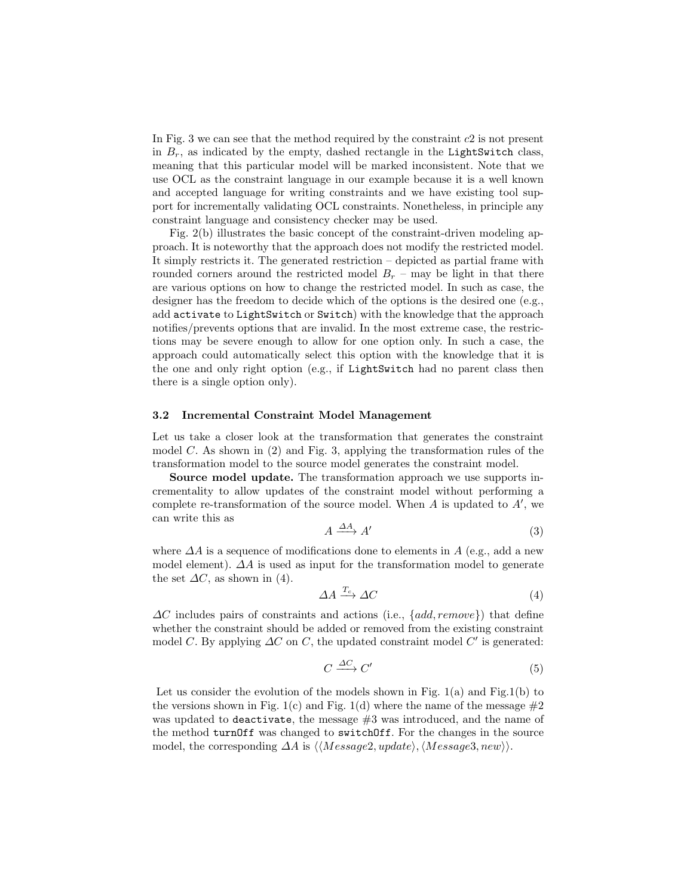In Fig. 3 we can see that the method required by the constraint $c2$ is not present in $B_r$, as indicated by the empty, dashed rectangle in the `LightSwitch` class, meaning that this particular model will be marked inconsistent. Note that we use OCL as the constraint language in our example because it is a well known and accepted language for writing constraints and we have existing tool support for incrementally validating OCL constraints. Nonetheless, in principle any constraint language and consistency checker may be used.

Fig. 2(b) illustrates the basic concept of the constraint-driven modeling approach. It is noteworthy that the approach does not modify the restricted model. It simply restricts it. The generated restriction – depicted as partial frame with rounded corners around the restricted model $B_r$ – may be light in that there are various options on how to change the restricted model. In such as case, the designer has the freedom to decide which of the options is the desired one (e.g., add `activate` to `LightSwitch` or `Switch`) with the knowledge that the approach notifies/prevents options that are invalid. In the most extreme case, the restrictions may be severe enough to allow for one option only. In such a case, the approach could automatically select this option with the knowledge that it is the one and only right option (e.g., if `LightSwitch` had no parent class then there is a single option only).

### 3.2 Incremental Constraint Model Management

Let us take a closer look at the transformation that generates the constraint model $C$. As shown in (2) and Fig. 3, applying the transformation rules of the transformation model to the source model generates the constraint model.

**Source model update.** The transformation approach we use supports incrementality to allow updates of the constraint model without performing a complete re-transformation of the source model. When $A$ is updated to $A'$, we can write this as

$$A \xrightarrow{\Delta A} A' \tag{3}$$

where $\Delta A$ is a sequence of modifications done to elements in $A$ (e.g., add a new model element). $\Delta A$ is used as input for the transformation model to generate the set $\Delta C$, as shown in (4).

$$\Delta A \xrightarrow{T_c} \Delta C \tag{4}$$

$\Delta C$ includes pairs of constraints and actions (i.e., $\{add, remove\}$) that define whether the constraint should be added or removed from the existing constraint model $C$. By applying $\Delta C$ on $C$, the updated constraint model $C'$ is generated:

$$C \xrightarrow{\Delta C} C' \tag{5}$$

Let us consider the evolution of the models shown in Fig. 1(a) and Fig.1(b) to the versions shown in Fig. 1(c) and Fig. 1(d) where the name of the message #2 was updated to `deactivate`, the message #3 was introduced, and the name of the method `turnOff` was changed to `switchOff`. For the changes in the source model, the corresponding $\Delta A$ is $\langle\langle Message2, update\rangle, \langle Message3, new\rangle\rangle$.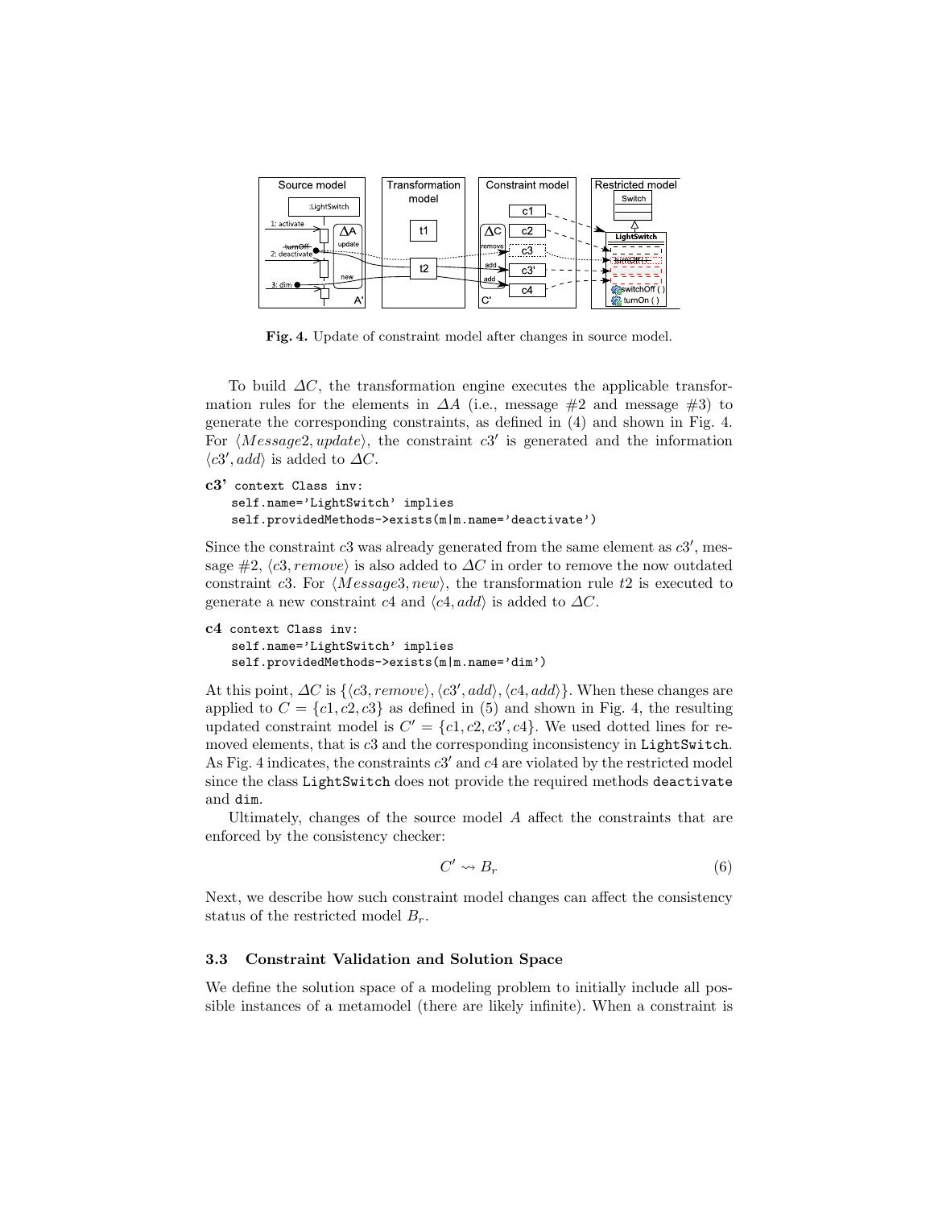Fig. 4. Update of constraint model after changes in source model.

To build $\Delta C$, the transformation engine executes the applicable transformation rules for the elements in $\Delta A$ (i.e., message #2 and message #3) to generate the corresponding constraints, as defined in (4) and shown in Fig. 4. For $\langle Message2, update\rangle$, the constraint $c3'$ is generated and the information $\langle c3', add\rangle$ is added to $\Delta C$.

**c3'**
```
context Class inv:
    self.name='LightSwitch' implies
    self.providedMethods->exists(m|m.name='deactivate')
```

Since the constraint $c3$ was already generated from the same element as $c3'$, message #2, $\langle c3, remove\rangle$ is also added to $\Delta C$ in order to remove the now outdated constraint $c3$. For $\langle Message3, new\rangle$, the transformation rule $t2$ is executed to generate a new constraint $c4$ and $\langle c4, add\rangle$ is added to $\Delta C$.

**c4**
```
context Class inv:
    self.name='LightSwitch' implies
    self.providedMethods->exists(m|m.name='dim')
```

At this point, $\Delta C$ is $\{\langle c3, remove\rangle, \langle c3', add\rangle, \langle c4, add\rangle\}$. When these changes are applied to $C = \{c1, c2, c3\}$ as defined in (5) and shown in Fig. 4, the resulting updated constraint model is $C' = \{c1, c2, c3', c4\}$. We used dotted lines for removed elements, that is $c3$ and the corresponding inconsistency in `LightSwitch`. As Fig. 4 indicates, the constraints $c3'$ and $c4$ are violated by the restricted model since the class `LightSwitch` does not provide the required methods `deactivate` and `dim`.

Ultimately, changes of the source model $A$ affect the constraints that are enforced by the consistency checker:

$$C' \rightsquigarrow B_r \tag{6}$$

Next, we describe how such constraint model changes can affect the consistency status of the restricted model $B_r$.

### 3.3 Constraint Validation and Solution Space

We define the solution space of a modeling problem to initially include all possible instances of a metamodel (there are likely infinite). When a constraint is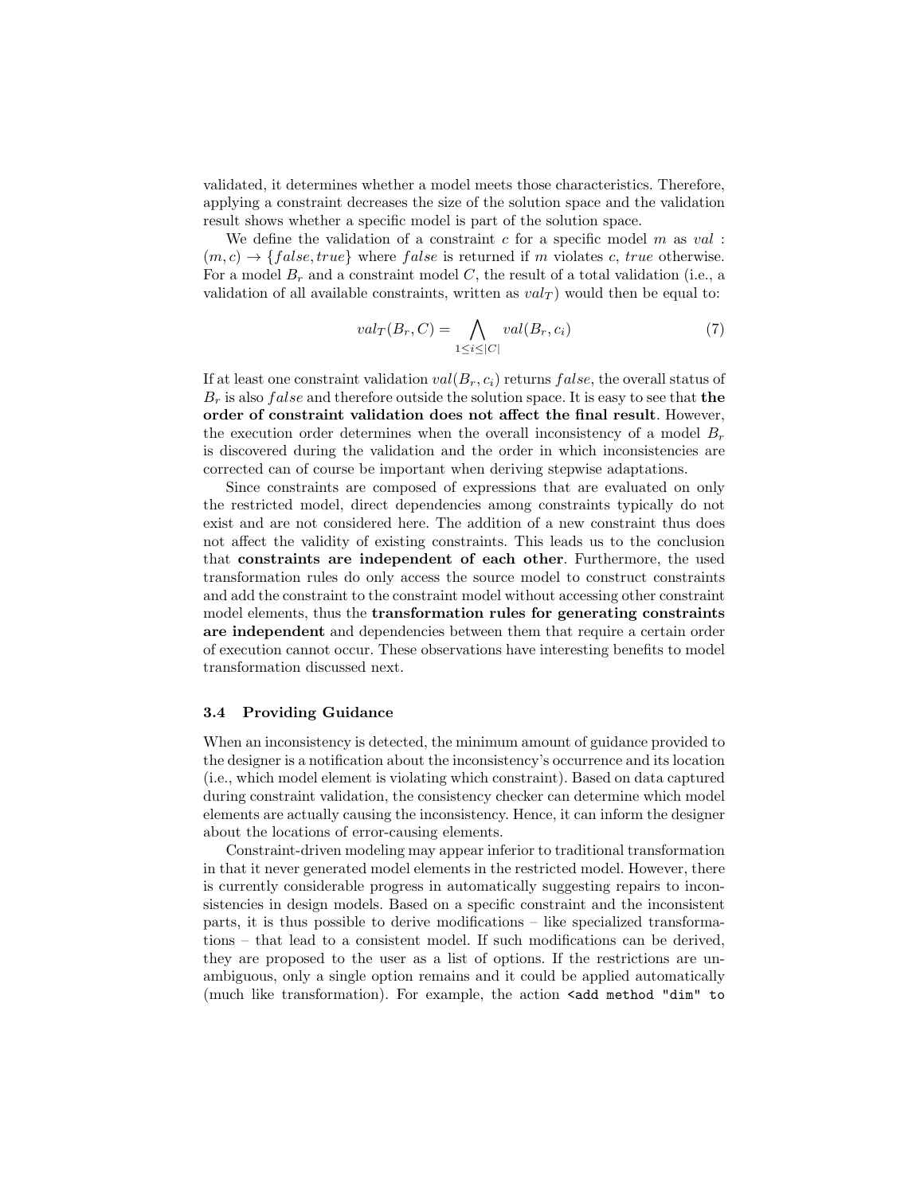validated, it determines whether a model meets those characteristics. Therefore, applying a constraint decreases the size of the solution space and the validation result shows whether a specific model is part of the solution space.

We define the validation of a constraint $c$ for a specific model $m$ as $val : (m, c) \rightarrow \{false, true\}$ where $false$ is returned if $m$ violates $c$, $true$ otherwise. For a model $B_r$ and a constraint model $C$, the result of a total validation (i.e., a validation of all available constraints, written as $val_T$) would then be equal to:

$$val_T(B_r, C) = \bigwedge_{1 \leq i \leq |C|} val(B_r, c_i) \tag{7}$$

If at least one constraint validation $val(B_r, c_i)$ returns $false$, the overall status of $B_r$ is also $false$ and therefore outside the solution space. It is easy to see that **the order of constraint validation does not affect the final result**. However, the execution order determines when the overall inconsistency of a model $B_r$ is discovered during the validation and the order in which inconsistencies are corrected can of course be important when deriving stepwise adaptations.

Since constraints are composed of expressions that are evaluated on only the restricted model, direct dependencies among constraints typically do not exist and are not considered here. The addition of a new constraint thus does not affect the validity of existing constraints. This leads us to the conclusion that **constraints are independent of each other**. Furthermore, the used transformation rules do only access the source model to construct constraints and add the constraint to the constraint model without accessing other constraint model elements, thus the **transformation rules for generating constraints are independent** and dependencies between them that require a certain order of execution cannot occur. These observations have interesting benefits to model transformation discussed next.

### 3.4 Providing Guidance

When an inconsistency is detected, the minimum amount of guidance provided to the designer is a notification about the inconsistency's occurrence and its location (i.e., which model element is violating which constraint). Based on data captured during constraint validation, the consistency checker can determine which model elements are actually causing the inconsistency. Hence, it can inform the designer about the locations of error-causing elements.

Constraint-driven modeling may appear inferior to traditional transformation in that it never generated model elements in the restricted model. However, there is currently considerable progress in automatically suggesting repairs to inconsistencies in design models. Based on a specific constraint and the inconsistent parts, it is thus possible to derive modifications – like specialized transformations – that lead to a consistent model. If such modifications can be derived, they are proposed to the user as a list of options. If the restrictions are unambiguous, only a single option remains and it could be applied automatically (much like transformation). For example, the action `<add method "dim" to`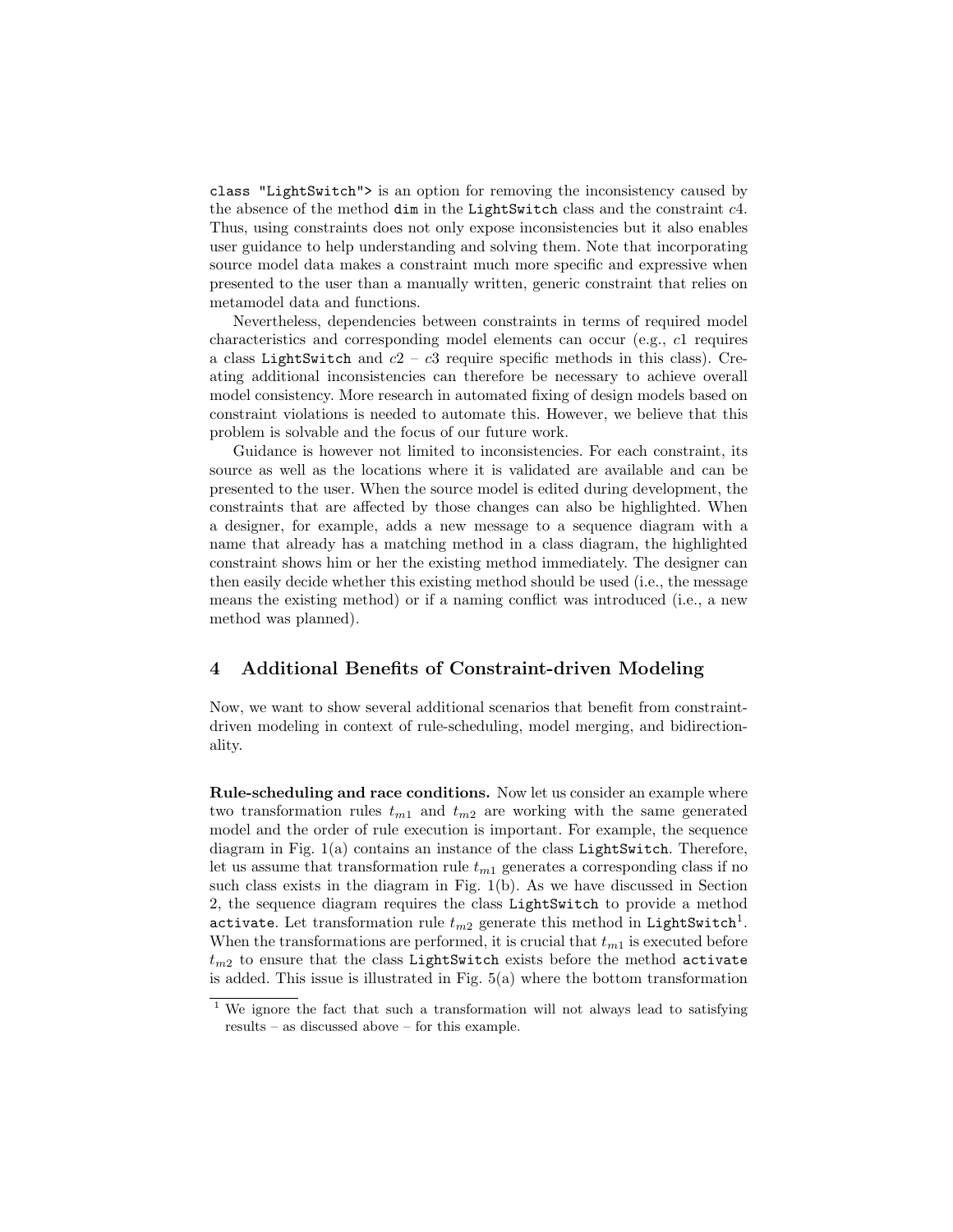`class "LightSwitch">` is an option for removing the inconsistency caused by the absence of the method `dim` in the `LightSwitch` class and the constraint $c4$. Thus, using constraints does not only expose inconsistencies but it also enables user guidance to help understanding and solving them. Note that incorporating source model data makes a constraint much more specific and expressive when presented to the user than a manually written, generic constraint that relies on metamodel data and functions.

Nevertheless, dependencies between constraints in terms of required model characteristics and corresponding model elements can occur (e.g., $c1$ requires a class `LightSwitch` and $c2$ – $c3$ require specific methods in this class). Creating additional inconsistencies can therefore be necessary to achieve overall model consistency. More research in automated fixing of design models based on constraint violations is needed to automate this. However, we believe that this problem is solvable and the focus of our future work.

Guidance is however not limited to inconsistencies. For each constraint, its source as well as the locations where it is validated are available and can be presented to the user. When the source model is edited during development, the constraints that are affected by those changes can also be highlighted. When a designer, for example, adds a new message to a sequence diagram with a name that already has a matching method in a class diagram, the highlighted constraint shows him or her the existing method immediately. The designer can then easily decide whether this existing method should be used (i.e., the message means the existing method) or if a naming conflict was introduced (i.e., a new method was planned).

## 4 Additional Benefits of Constraint-driven Modeling

Now, we want to show several additional scenarios that benefit from constraint-driven modeling in context of rule-scheduling, model merging, and bidirectionality.

**Rule-scheduling and race conditions.** Now let us consider an example where two transformation rules $t_{m1}$ and $t_{m2}$ are working with the same generated model and the order of rule execution is important. For example, the sequence diagram in Fig. 1(a) contains an instance of the class `LightSwitch`. Therefore, let us assume that transformation rule $t_{m1}$ generates a corresponding class if no such class exists in the diagram in Fig. 1(b). As we have discussed in Section 2, the sequence diagram requires the class `LightSwitch` to provide a method `activate`. Let transformation rule $t_{m2}$ generate this method in `LightSwitch`[1]. When the transformations are performed, it is crucial that $t_{m1}$ is executed before $t_{m2}$ to ensure that the class `LightSwitch` exists before the method `activate` is added. This issue is illustrated in Fig. 5(a) where the bottom transformation

[1] We ignore the fact that such a transformation will not always lead to satisfying results – as discussed above – for this example.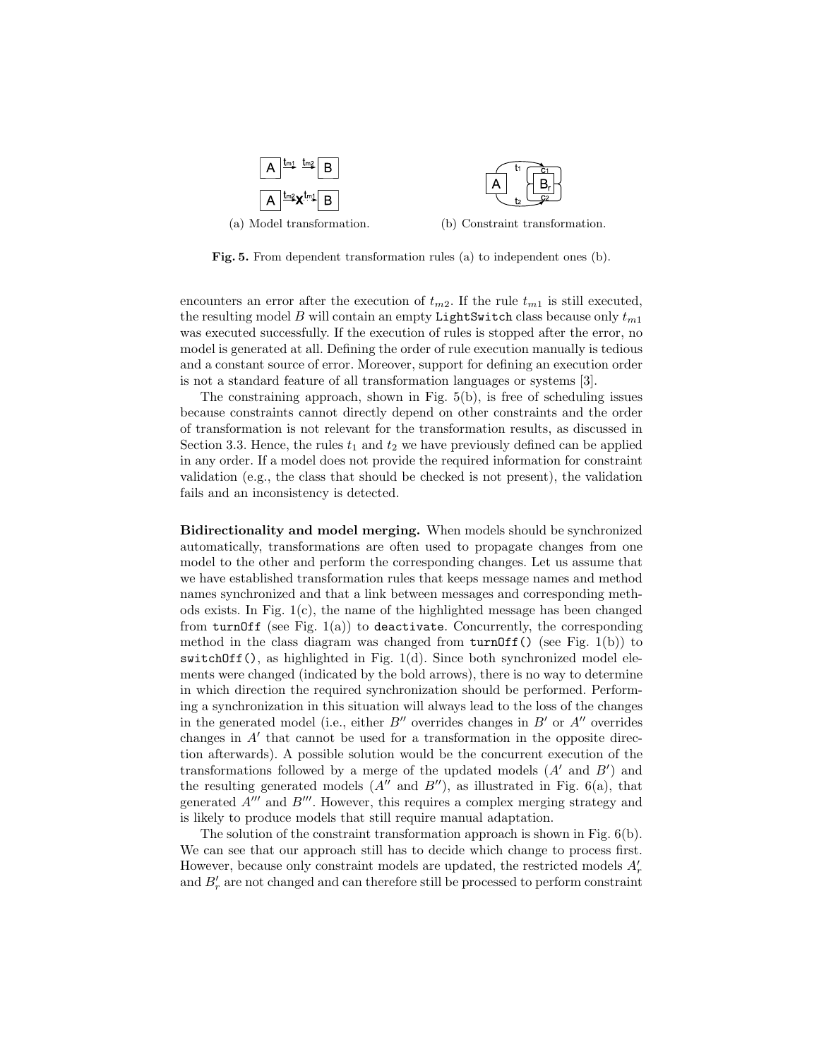(a) Model transformation.

(b) Constraint transformation.

**Fig. 5.** From dependent transformation rules (a) to independent ones (b).

encounters an error after the execution of $t_{m2}$. If the rule $t_{m1}$ is still executed, the resulting model $B$ will contain an empty `LightSwitch` class because only $t_{m1}$ was executed successfully. If the execution of rules is stopped after the error, no model is generated at all. Defining the order of rule execution manually is tedious and a constant source of error. Moreover, support for defining an execution order is not a standard feature of all transformation languages or systems [3].

The constraining approach, shown in Fig. 5(b), is free of scheduling issues because constraints cannot directly depend on other constraints and the order of transformation is not relevant for the transformation results, as discussed in Section 3.3. Hence, the rules $t_1$ and $t_2$ we have previously defined can be applied in any order. If a model does not provide the required information for constraint validation (e.g., the class that should be checked is not present), the validation fails and an inconsistency is detected.

**Bidirectionality and model merging.** When models should be synchronized automatically, transformations are often used to propagate changes from one model to the other and perform the corresponding changes. Let us assume that we have established transformation rules that keeps message names and method names synchronized and that a link between messages and corresponding methods exists. In Fig. 1(c), the name of the highlighted message has been changed from `turnOff` (see Fig. 1(a)) to `deactivate`. Concurrently, the corresponding method in the class diagram was changed from `turnOff()` (see Fig. 1(b)) to `switchOff()`, as highlighted in Fig. 1(d). Since both synchronized model elements were changed (indicated by the bold arrows), there is no way to determine in which direction the required synchronization should be performed. Performing a synchronization in this situation will always lead to the loss of the changes in the generated model (i.e., either $B''$ overrides changes in $B'$ or $A''$ overrides changes in $A'$ that cannot be used for a transformation in the opposite direction afterwards). A possible solution would be the concurrent execution of the transformations followed by a merge of the updated models ($A'$ and $B'$) and the resulting generated models ($A''$ and $B''$), as illustrated in Fig. 6(a), that generated $A'''$ and $B'''$. However, this requires a complex merging strategy and is likely to produce models that still require manual adaptation.

The solution of the constraint transformation approach is shown in Fig. 6(b). We can see that our approach still has to decide which change to process first. However, because only constraint models are updated, the restricted models $A'_r$ and $B'_r$ are not changed and can therefore still be processed to perform constraint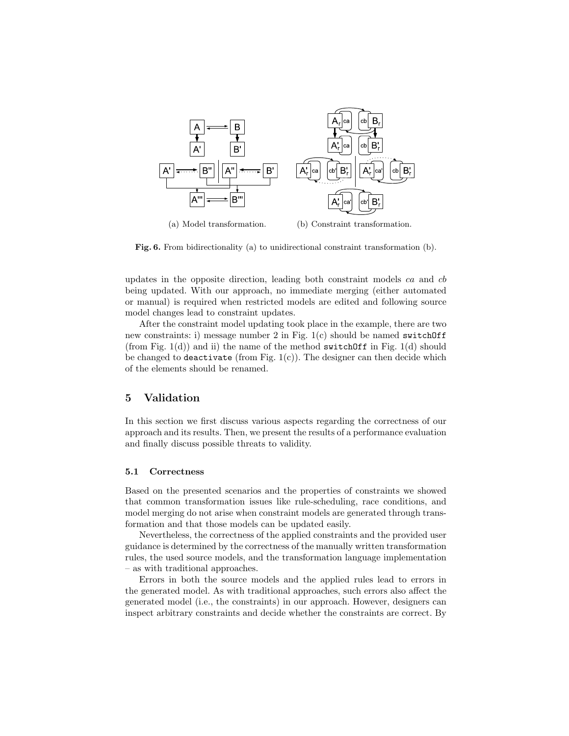(a) Model transformation. (b) Constraint transformation.

**Fig. 6.** From bidirectionality (a) to unidirectional constraint transformation (b).

updates in the opposite direction, leading both constraint models *ca* and *cb* being updated. With our approach, no immediate merging (either automated or manual) is required when restricted models are edited and following source model changes lead to constraint updates.

After the constraint model updating took place in the example, there are two new constraints: i) message number 2 in Fig. 1(c) should be named `switchOff` (from Fig. 1(d)) and ii) the name of the method `switchOff` in Fig. 1(d) should be changed to `deactivate` (from Fig. 1(c)). The designer can then decide which of the elements should be renamed.

## 5 Validation

In this section we first discuss various aspects regarding the correctness of our approach and its results. Then, we present the results of a performance evaluation and finally discuss possible threats to validity.

### 5.1 Correctness

Based on the presented scenarios and the properties of constraints we showed that common transformation issues like rule-scheduling, race conditions, and model merging do not arise when constraint models are generated through transformation and that those models can be updated easily.

Nevertheless, the correctness of the applied constraints and the provided user guidance is determined by the correctness of the manually written transformation rules, the used source models, and the transformation language implementation – as with traditional approaches.

Errors in both the source models and the applied rules lead to errors in the generated model. As with traditional approaches, such errors also affect the generated model (i.e., the constraints) in our approach. However, designers can inspect arbitrary constraints and decide whether the constraints are correct. By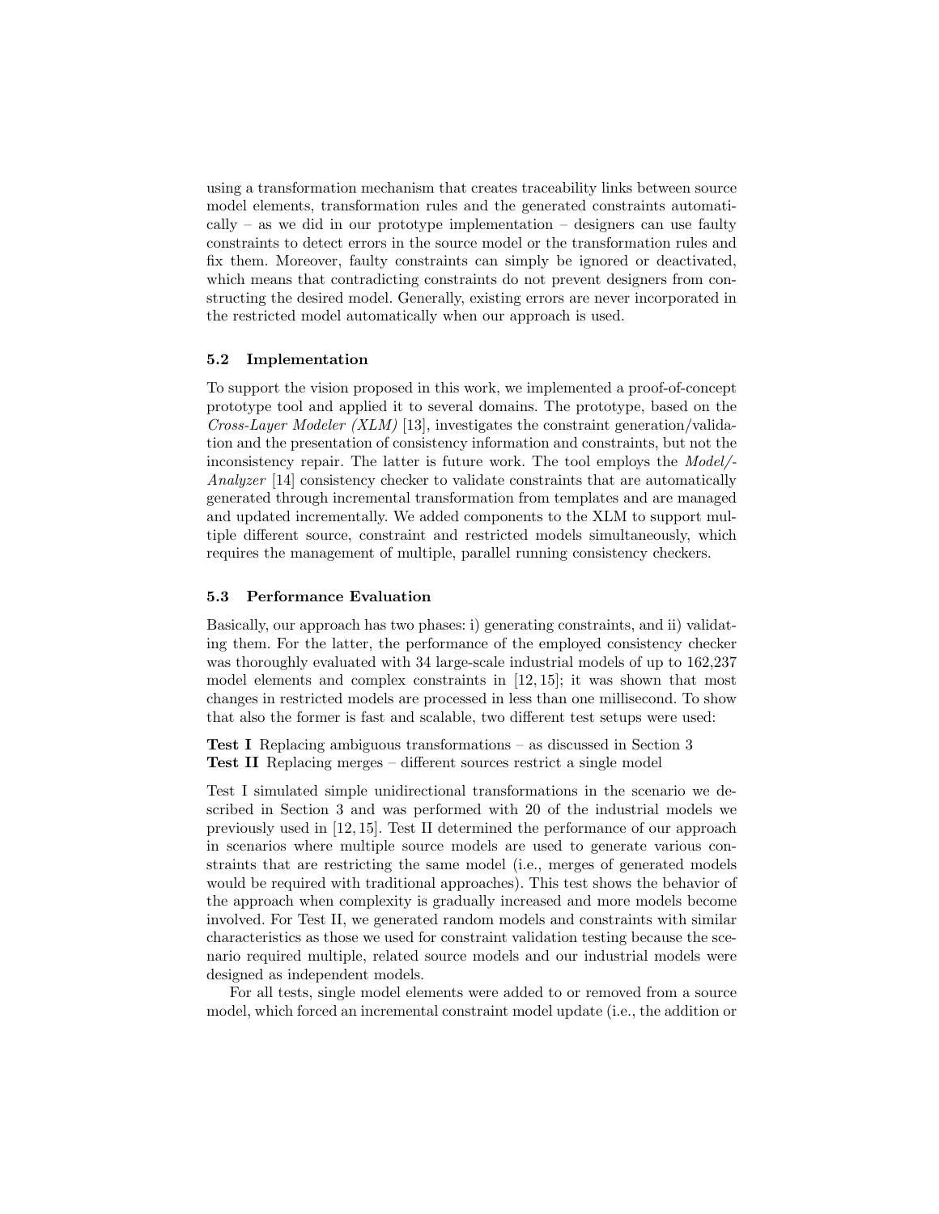using a transformation mechanism that creates traceability links between source model elements, transformation rules and the generated constraints automatically – as we did in our prototype implementation – designers can use faulty constraints to detect errors in the source model or the transformation rules and fix them. Moreover, faulty constraints can simply be ignored or deactivated, which means that contradicting constraints do not prevent designers from constructing the desired model. Generally, existing errors are never incorporated in the restricted model automatically when our approach is used.

### 5.2 Implementation

To support the vision proposed in this work, we implemented a proof-of-concept prototype tool and applied it to several domains. The prototype, based on the *Cross-Layer Modeler (XLM)* [13], investigates the constraint generation/validation and the presentation of consistency information and constraints, but not the inconsistency repair. The latter is future work. The tool employs the *Model/-Analyzer* [14] consistency checker to validate constraints that are automatically generated through incremental transformation from templates and are managed and updated incrementally. We added components to the XLM to support multiple different source, constraint and restricted models simultaneously, which requires the management of multiple, parallel running consistency checkers.

### 5.3 Performance Evaluation

Basically, our approach has two phases: i) generating constraints, and ii) validating them. For the latter, the performance of the employed consistency checker was thoroughly evaluated with 34 large-scale industrial models of up to 162,237 model elements and complex constraints in [12, 15]; it was shown that most changes in restricted models are processed in less than one millisecond. To show that also the former is fast and scalable, two different test setups were used:

**Test I** Replacing ambiguous transformations – as discussed in Section 3
**Test II** Replacing merges – different sources restrict a single model

Test I simulated simple unidirectional transformations in the scenario we described in Section 3 and was performed with 20 of the industrial models we previously used in [12, 15]. Test II determined the performance of our approach in scenarios where multiple source models are used to generate various constraints that are restricting the same model (i.e., merges of generated models would be required with traditional approaches). This test shows the behavior of the approach when complexity is gradually increased and more models become involved. For Test II, we generated random models and constraints with similar characteristics as those we used for constraint validation testing because the scenario required multiple, related source models and our industrial models were designed as independent models.

For all tests, single model elements were added to or removed from a source model, which forced an incremental constraint model update (i.e., the addition or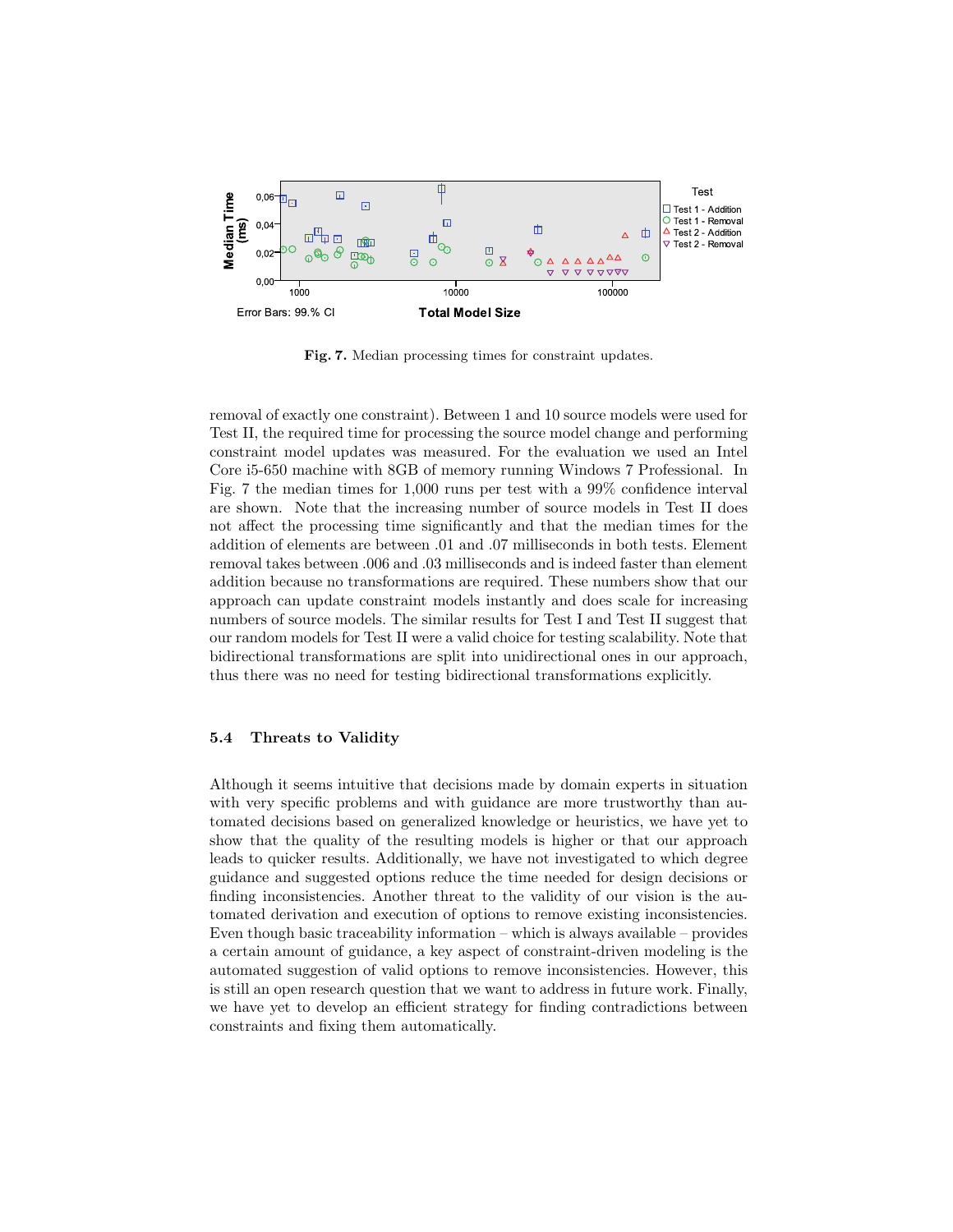Median Time (ms)

0,06

0,04

0,02

0,00

1000

10000

100000

Total Model Size

Error Bars: 99.% CI

Test

Test 1 - Addition

Test 1 - Removal

Test 2 - Addition

Test 2 - Removal

**Fig. 7.** Median processing times for constraint updates.

removal of exactly one constraint). Between 1 and 10 source models were used for Test II, the required time for processing the source model change and performing constraint model updates was measured. For the evaluation we used an Intel Core i5-650 machine with 8GB of memory running Windows 7 Professional. In Fig. 7 the median times for 1,000 runs per test with a 99% confidence interval are shown. Note that the increasing number of source models in Test II does not affect the processing time significantly and that the median times for the addition of elements are between .01 and .07 milliseconds in both tests. Element removal takes between .006 and .03 milliseconds and is indeed faster than element addition because no transformations are required. These numbers show that our approach can update constraint models instantly and does scale for increasing numbers of source models. The similar results for Test I and Test II suggest that our random models for Test II were a valid choice for testing scalability. Note that bidirectional transformations are split into unidirectional ones in our approach, thus there was no need for testing bidirectional transformations explicitly.

### 5.4 Threats to Validity

Although it seems intuitive that decisions made by domain experts in situation with very specific problems and with guidance are more trustworthy than automated decisions based on generalized knowledge or heuristics, we have yet to show that the quality of the resulting models is higher or that our approach leads to quicker results. Additionally, we have not investigated to which degree guidance and suggested options reduce the time needed for design decisions or finding inconsistencies. Another threat to the validity of our vision is the automated derivation and execution of options to remove existing inconsistencies. Even though basic traceability information – which is always available – provides a certain amount of guidance, a key aspect of constraint-driven modeling is the automated suggestion of valid options to remove inconsistencies. However, this is still an open research question that we want to address in future work. Finally, we have yet to develop an efficient strategy for finding contradictions between constraints and fixing them automatically.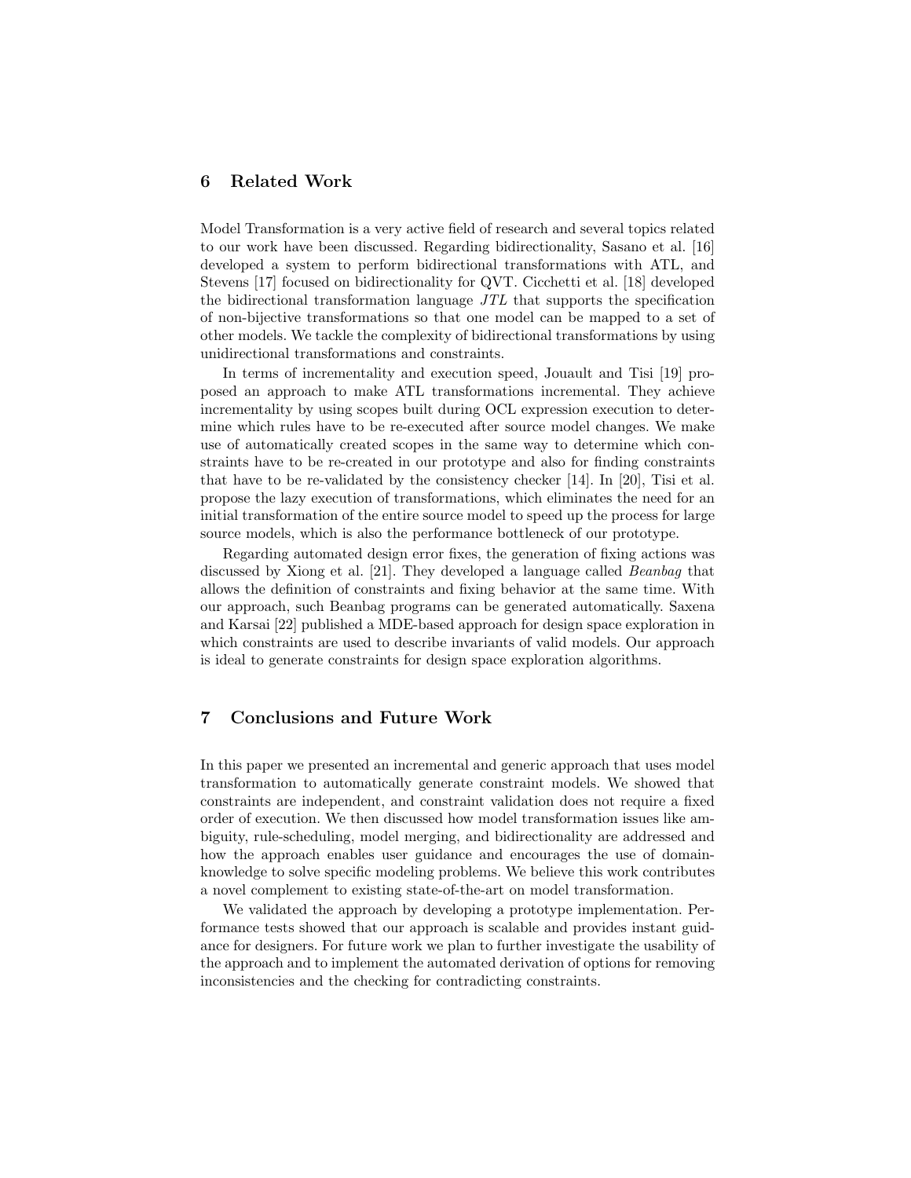## 6 Related Work

Model Transformation is a very active field of research and several topics related to our work have been discussed. Regarding bidirectionality, Sasano et al. [16] developed a system to perform bidirectional transformations with ATL, and Stevens [17] focused on bidirectionality for QVT. Cicchetti et al. [18] developed the bidirectional transformation language *JTL* that supports the specification of non-bijective transformations so that one model can be mapped to a set of other models. We tackle the complexity of bidirectional transformations by using unidirectional transformations and constraints.

In terms of incrementality and execution speed, Jouault and Tisi [19] proposed an approach to make ATL transformations incremental. They achieve incrementality by using scopes built during OCL expression execution to determine which rules have to be re-executed after source model changes. We make use of automatically created scopes in the same way to determine which constraints have to be re-created in our prototype and also for finding constraints that have to be re-validated by the consistency checker [14]. In [20], Tisi et al. propose the lazy execution of transformations, which eliminates the need for an initial transformation of the entire source model to speed up the process for large source models, which is also the performance bottleneck of our prototype.

Regarding automated design error fixes, the generation of fixing actions was discussed by Xiong et al. [21]. They developed a language called *Beanbag* that allows the definition of constraints and fixing behavior at the same time. With our approach, such Beanbag programs can be generated automatically. Saxena and Karsai [22] published a MDE-based approach for design space exploration in which constraints are used to describe invariants of valid models. Our approach is ideal to generate constraints for design space exploration algorithms.

## 7 Conclusions and Future Work

In this paper we presented an incremental and generic approach that uses model transformation to automatically generate constraint models. We showed that constraints are independent, and constraint validation does not require a fixed order of execution. We then discussed how model transformation issues like ambiguity, rule-scheduling, model merging, and bidirectionality are addressed and how the approach enables user guidance and encourages the use of domain-knowledge to solve specific modeling problems. We believe this work contributes a novel complement to existing state-of-the-art on model transformation.

We validated the approach by developing a prototype implementation. Performance tests showed that our approach is scalable and provides instant guidance for designers. For future work we plan to further investigate the usability of the approach and to implement the automated derivation of options for removing inconsistencies and the checking for contradicting constraints.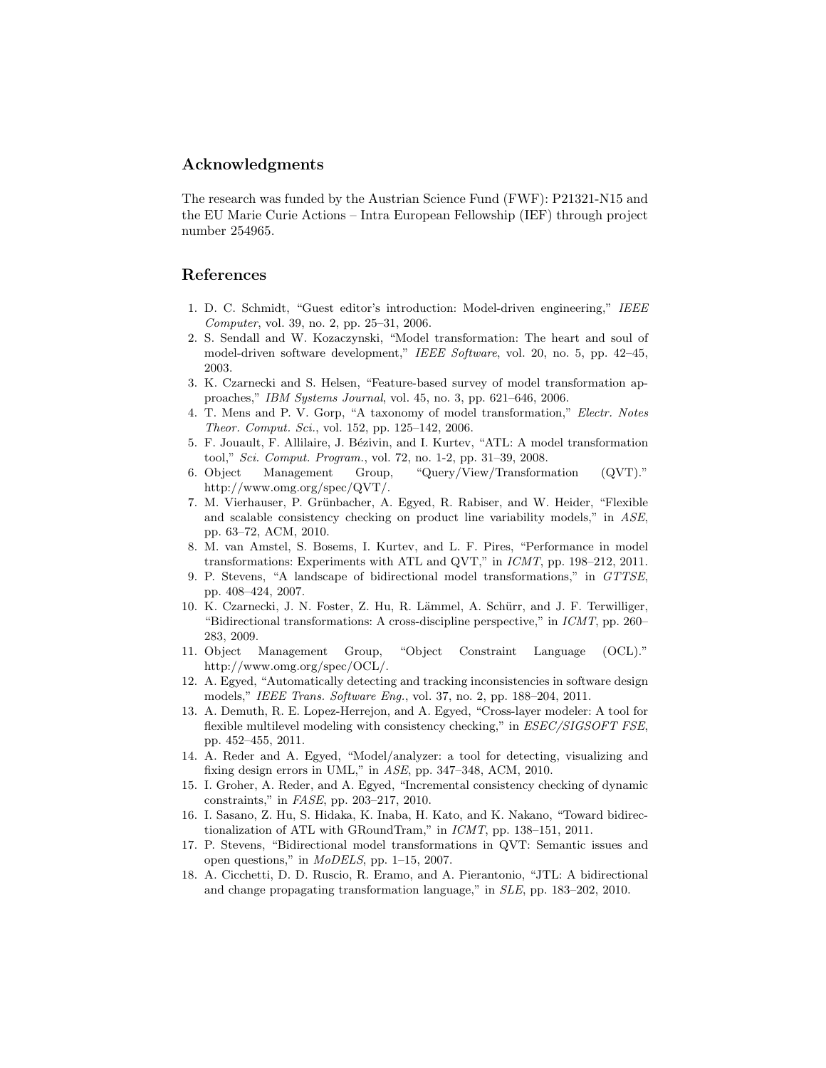## Acknowledgments

The research was funded by the Austrian Science Fund (FWF): P21321-N15 and the EU Marie Curie Actions – Intra European Fellowship (IEF) through project number 254965.

## References

1. D. C. Schmidt, "Guest editor's introduction: Model-driven engineering," *IEEE Computer*, vol. 39, no. 2, pp. 25–31, 2006.
2. S. Sendall and W. Kozaczynski, "Model transformation: The heart and soul of model-driven software development," *IEEE Software*, vol. 20, no. 5, pp. 42–45, 2003.
3. K. Czarnecki and S. Helsen, "Feature-based survey of model transformation approaches," *IBM Systems Journal*, vol. 45, no. 3, pp. 621–646, 2006.
4. T. Mens and P. V. Gorp, "A taxonomy of model transformation," *Electr. Notes Theor. Comput. Sci.*, vol. 152, pp. 125–142, 2006.
5. F. Jouault, F. Allilaire, J. Bézivin, and I. Kurtev, "ATL: A model transformation tool," *Sci. Comput. Program.*, vol. 72, no. 1-2, pp. 31–39, 2008.
6. Object Management Group, "Query/View/Transformation (QVT)." http://www.omg.org/spec/QVT/.
7. M. Vierhauser, P. Grünbacher, A. Egyed, R. Rabiser, and W. Heider, "Flexible and scalable consistency checking on product line variability models," in *ASE*, pp. 63–72, ACM, 2010.
8. M. van Amstel, S. Bosems, I. Kurtev, and L. F. Pires, "Performance in model transformations: Experiments with ATL and QVT," in *ICMT*, pp. 198–212, 2011.
9. P. Stevens, "A landscape of bidirectional model transformations," in *GTTSE*, pp. 408–424, 2007.
10. K. Czarnecki, J. N. Foster, Z. Hu, R. Lämmel, A. Schürr, and J. F. Terwilliger, "Bidirectional transformations: A cross-discipline perspective," in *ICMT*, pp. 260–283, 2009.
11. Object Management Group, "Object Constraint Language (OCL)." http://www.omg.org/spec/OCL/.
12. A. Egyed, "Automatically detecting and tracking inconsistencies in software design models," *IEEE Trans. Software Eng.*, vol. 37, no. 2, pp. 188–204, 2011.
13. A. Demuth, R. E. Lopez-Herrejon, and A. Egyed, "Cross-layer modeler: A tool for flexible multilevel modeling with consistency checking," in *ESEC/SIGSOFT FSE*, pp. 452–455, 2011.
14. A. Reder and A. Egyed, "Model/analyzer: a tool for detecting, visualizing and fixing design errors in UML," in *ASE*, pp. 347–348, ACM, 2010.
15. I. Groher, A. Reder, and A. Egyed, "Incremental consistency checking of dynamic constraints," in *FASE*, pp. 203–217, 2010.
16. I. Sasano, Z. Hu, S. Hidaka, K. Inaba, H. Kato, and K. Nakano, "Toward bidirectionalization of ATL with GRoundTram," in *ICMT*, pp. 138–151, 2011.
17. P. Stevens, "Bidirectional model transformations in QVT: Semantic issues and open questions," in *MoDELS*, pp. 1–15, 2007.
18. A. Cicchetti, D. D. Ruscio, R. Eramo, and A. Pierantonio, "JTL: A bidirectional and change propagating transformation language," in *SLE*, pp. 183–202, 2010.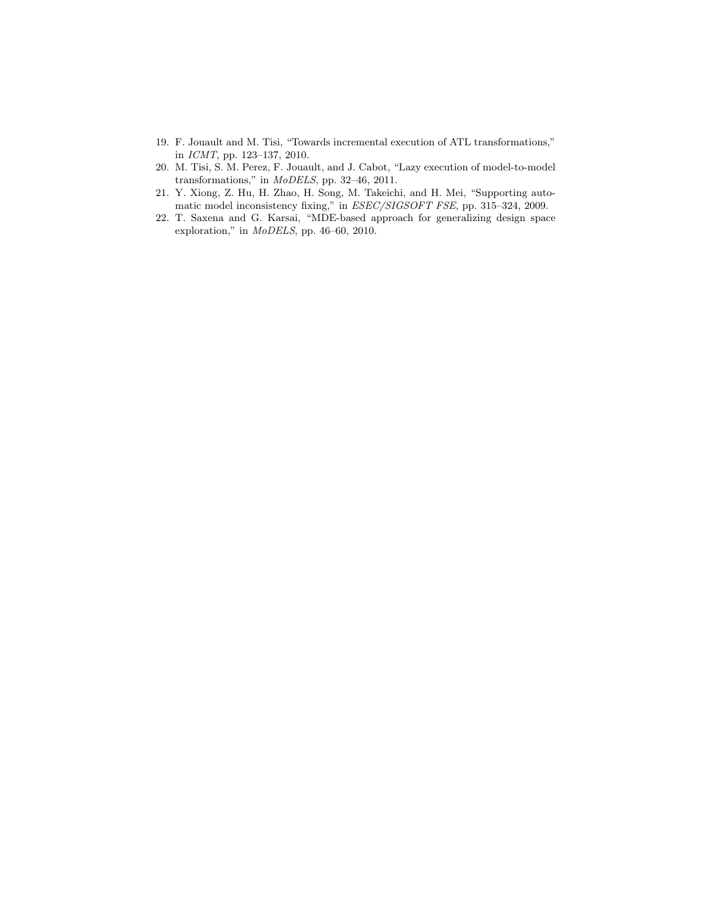19. F. Jouault and M. Tisi, "Towards incremental execution of ATL transformations," in *ICMT*, pp. 123–137, 2010.
20. M. Tisi, S. M. Perez, F. Jouault, and J. Cabot, "Lazy execution of model-to-model transformations," in *MoDELS*, pp. 32–46, 2011.
21. Y. Xiong, Z. Hu, H. Zhao, H. Song, M. Takeichi, and H. Mei, "Supporting automatic model inconsistency fixing," in *ESEC/SIGSOFT FSE*, pp. 315–324, 2009.
22. T. Saxena and G. Karsai, "MDE-based approach for generalizing design space exploration," in *MoDELS*, pp. 46–60, 2010.